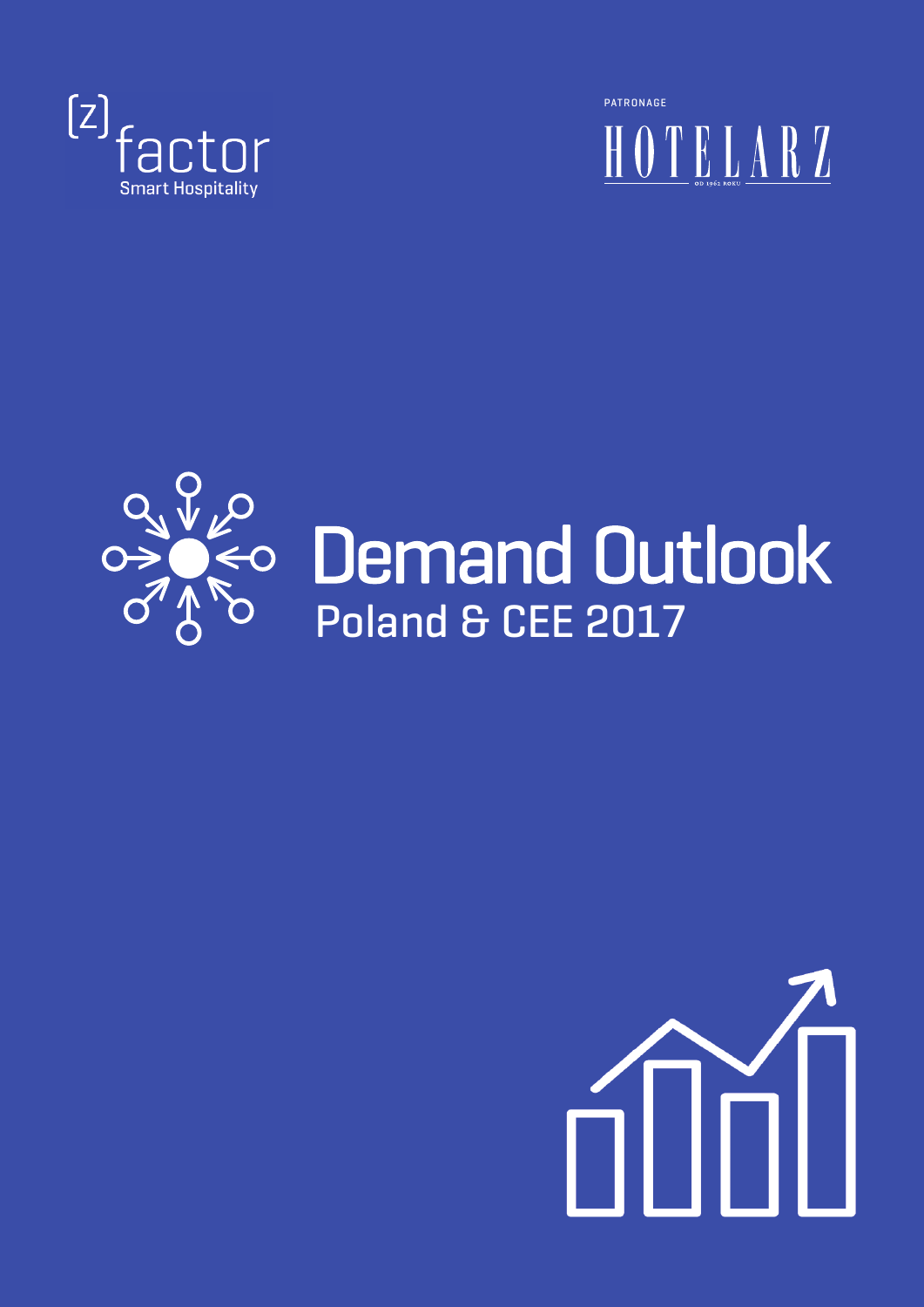[z] factor
Smart Hospitality

PATRONAGE

HOTELARZ

OD 1962 ROKU

# Demand Outlook

## Poland & CEE 2017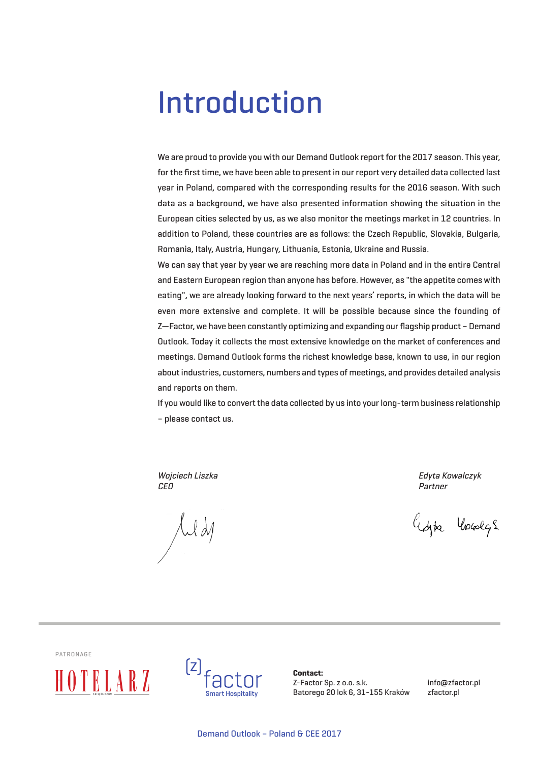# Introduction

We are proud to provide you with our Demand Outlook report for the 2017 season. This year, for the first time, we have been able to present in our report very detailed data collected last year in Poland, compared with the corresponding results for the 2016 season. With such data as a background, we have also presented information showing the situation in the European cities selected by us, as we also monitor the meetings market in 12 countries. In addition to Poland, these countries are as follows: the Czech Republic, Slovakia, Bulgaria, Romania, Italy, Austria, Hungary, Lithuania, Estonia, Ukraine and Russia.

We can say that year by year we are reaching more data in Poland and in the entire Central and Eastern European region than anyone has before. However, as "the appetite comes with eating", we are already looking forward to the next years' reports, in which the data will be even more extensive and complete. It will be possible because since the founding of Z—Factor, we have been constantly optimizing and expanding our flagship product – Demand Outlook. Today it collects the most extensive knowledge on the market of conferences and meetings. Demand Outlook forms the richest knowledge base, known to use, in our region about industries, customers, numbers and types of meetings, and provides detailed analysis and reports on them.

If you would like to convert the data collected by us into your long-term business relationship – please contact us.

*Wojciech Liszka*
*CEO*

*Edyta Kowalczyk*
*Partner*

PATRONAGE

HOTELARZ

[z] factor
Smart Hospitality

**Contact:**
Z-Factor Sp. z o.o. s.k.
Batorego 20 lok 6, 31-155 Kraków

info@zfactor.pl
zfactor.pl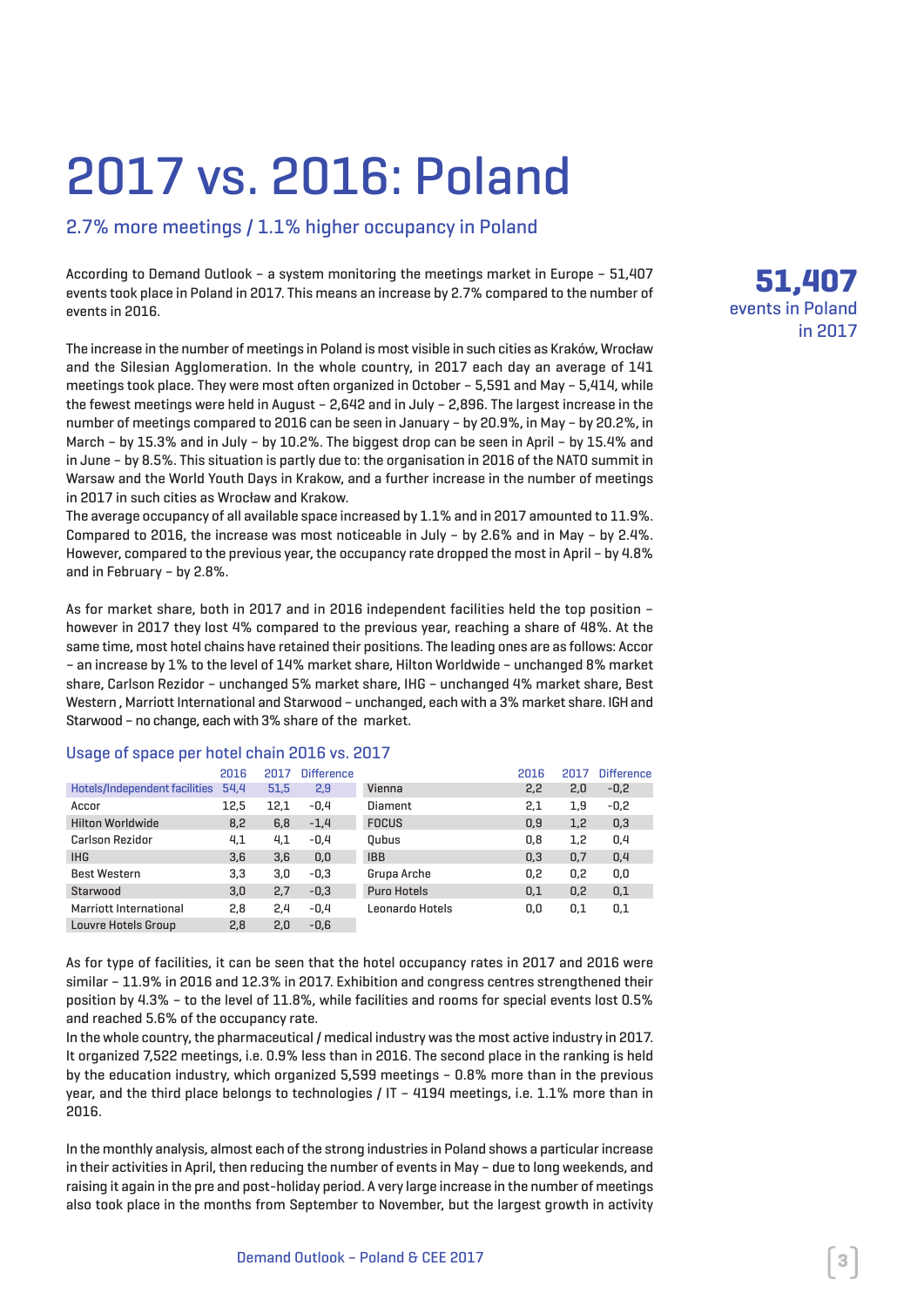# 2017 vs. 2016: Poland

## 2.7% more meetings / 1.1% higher occupancy in Poland

According to Demand Outlook – a system monitoring the meetings market in Europe – 51,407 events took place in Poland in 2017. This means an increase by 2.7% compared to the number of events in 2016.

**51,407** events in Poland in 2017

The increase in the number of meetings in Poland is most visible in such cities as Kraków, Wrocław and the Silesian Agglomeration. In the whole country, in 2017 each day an average of 141 meetings took place. They were most often organized in October – 5,591 and May – 5,414, while the fewest meetings were held in August – 2,642 and in July – 2,896. The largest increase in the number of meetings compared to 2016 can be seen in January – by 20.9%, in May – by 20.2%, in March – by 15.3% and in July – by 10.2%. The biggest drop can be seen in April – by 15.4% and in June – by 8.5%. This situation is partly due to: the organisation in 2016 of the NATO summit in Warsaw and the World Youth Days in Krakow, and a further increase in the number of meetings in 2017 in such cities as Wrocław and Krakow.
The average occupancy of all available space increased by 1.1% and in 2017 amounted to 11.9%. Compared to 2016, the increase was most noticeable in July – by 2.6% and in May – by 2.4%. However, compared to the previous year, the occupancy rate dropped the most in April – by 4.8% and in February – by 2.8%.

As for market share, both in 2017 and in 2016 independent facilities held the top position – however in 2017 they lost 4% compared to the previous year, reaching a share of 48%. At the same time, most hotel chains have retained their positions. The leading ones are as follows: Accor – an increase by 1% to the level of 14% market share, Hilton Worldwide – unchanged 8% market share, Carlson Rezidor – unchanged 5% market share, IHG – unchanged 4% market share, Best Western , Marriott International and Starwood – unchanged, each with a 3% market share. IGH and Starwood – no change, each with 3% share of the market.

### Usage of space per hotel chain 2016 vs. 2017

| | 2016 | 2017 | Difference | | 2016 | 2017 | Difference |
|---|---|---|---|---|---|---|---|
| Hotels/Independent facilities | 54,4 | 51,5 | 2,9 | Vienna | 2,2 | 2,0 | -0,2 |
| Accor | 12,5 | 12,1 | -0,4 | Diament | 2,1 | 1,9 | -0,2 |
| Hilton Worldwide | 8,2 | 6,8 | -1,4 | FOCUS | 0,9 | 1,2 | 0,3 |
| Carlson Rezidor | 4,1 | 4,1 | -0,4 | Qubus | 0,8 | 1,2 | 0,4 |
| IHG | 3,6 | 3,6 | 0,0 | IBB | 0,3 | 0,7 | 0,4 |
| Best Western | 3,3 | 3,0 | -0,3 | Grupa Arche | 0,2 | 0,2 | 0,0 |
| Starwood | 3,0 | 2,7 | -0,3 | Puro Hotels | 0,1 | 0,2 | 0,1 |
| Marriott International | 2,8 | 2,4 | -0,4 | Leonardo Hotels | 0,0 | 0,1 | 0,1 |
| Louvre Hotels Group | 2,8 | 2,0 | -0,6 | | | | |

As for type of facilities, it can be seen that the hotel occupancy rates in 2017 and 2016 were similar – 11.9% in 2016 and 12.3% in 2017. Exhibition and congress centres strengthened their position by 4.3% – to the level of 11.8%, while facilities and rooms for special events lost 0.5% and reached 5.6% of the occupancy rate.
In the whole country, the pharmaceutical / medical industry was the most active industry in 2017. It organized 7,522 meetings, i.e. 0.9% less than in 2016. The second place in the ranking is held by the education industry, which organized 5,599 meetings – 0.8% more than in the previous year, and the third place belongs to technologies / IT – 4194 meetings, i.e. 1.1% more than in 2016.

In the monthly analysis, almost each of the strong industries in Poland shows a particular increase in their activities in April, then reducing the number of events in May – due to long weekends, and raising it again in the pre and post-holiday period. A very large increase in the number of meetings also took place in the months from September to November, but the largest growth in activity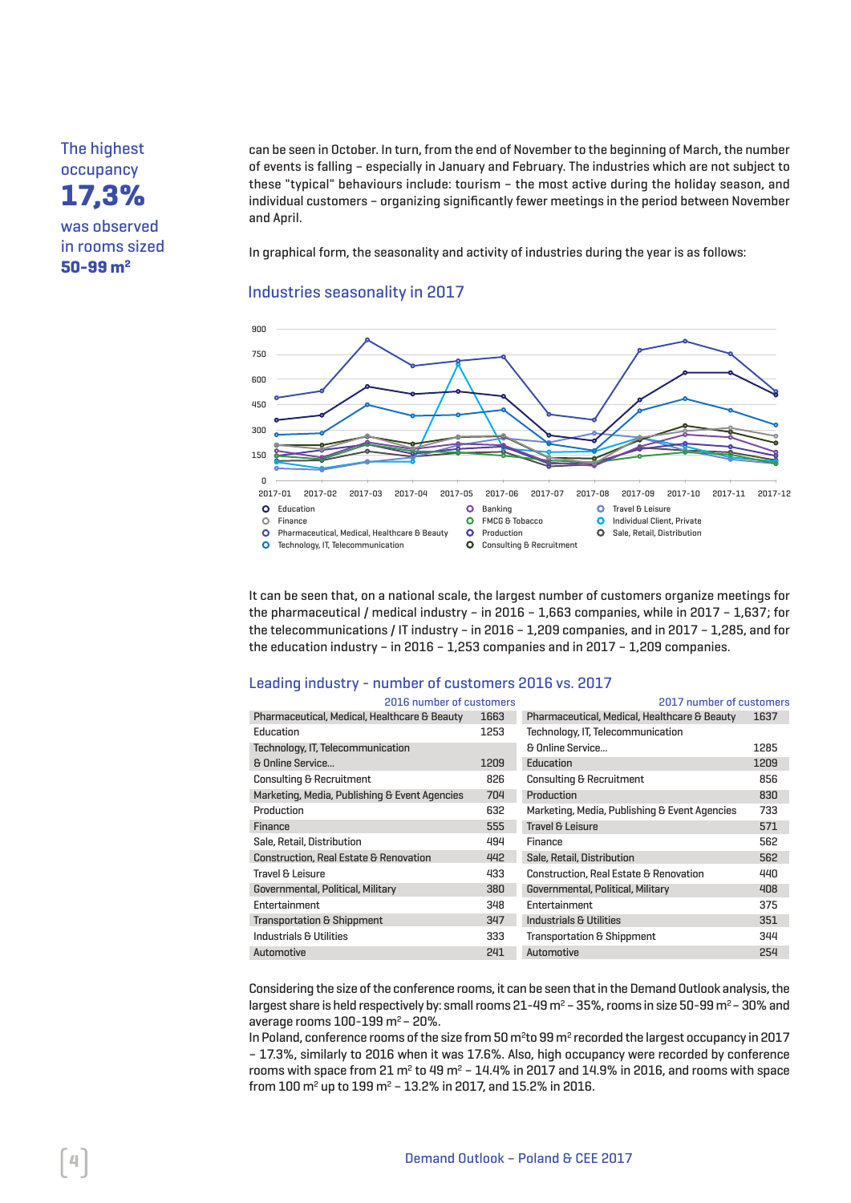The highest occupancy **17,3%** was observed in rooms sized **50-99 m²**

can be seen in October. In turn, from the end of November to the beginning of March, the number of events is falling – especially in January and February. The industries which are not subject to these "typical" behaviours include: tourism – the most active during the holiday season, and individual customers – organizing significantly fewer meetings in the period between November and April.

In graphical form, the seasonality and activity of industries during the year is as follows:

## Industries seasonality in 2017

Legend: Education; Finance; Pharmaceutical, Medical, Healthcare & Beauty; Technology, IT, Telecommunication; Banking; FMCG & Tobacco; Production; Consulting & Recruitment; Travel & Leisure; Individual Client, Private; Sale, Retail, Distribution

It can be seen that, on a national scale, the largest number of customers organize meetings for the pharmaceutical / medical industry – in 2016 – 1,663 companies, while in 2017 – 1,637; for the telecommunications / IT industry – in 2016 – 1,209 companies, and in 2017 – 1,285, and for the education industry – in 2016 – 1,253 companies and in 2017 – 1,209 companies.

## Leading industry - number of customers 2016 vs. 2017

| 2016 number of customers | | 2017 number of customers | |
|---|---|---|---|
| Pharmaceutical, Medical, Healthcare & Beauty | 1663 | Pharmaceutical, Medical, Healthcare & Beauty | 1637 |
| Education | 1253 | Technology, IT, Telecommunication & Online Service... | 1285 |
| Technology, IT, Telecommunication & Online Service... | 1209 | Education | 1209 |
| Consulting & Recruitment | 826 | Consulting & Recruitment | 856 |
| Marketing, Media, Publishing & Event Agencies | 704 | Production | 830 |
| Production | 632 | Marketing, Media, Publishing & Event Agencies | 733 |
| Finance | 555 | Travel & Leisure | 571 |
| Sale, Retail, Distribution | 494 | Finance | 562 |
| Construction, Real Estate & Renovation | 442 | Sale, Retail, Distribution | 562 |
| Travel & Leisure | 433 | Construction, Real Estate & Renovation | 440 |
| Governmental, Political, Military | 380 | Governmental, Political, Military | 408 |
| Entertainment | 348 | Entertainment | 375 |
| Transportation & Shippment | 347 | Industrials & Utilities | 351 |
| Industrials & Utilities | 333 | Transportation & Shippment | 344 |
| Automotive | 241 | Automotive | 254 |

Considering the size of the conference rooms, it can be seen that in the Demand Outlook analysis, the largest share is held respectively by: small rooms 21-49 m² – 35%, rooms in size 50-99 m² – 30% and average rooms 100-199 m² – 20%.

In Poland, conference rooms of the size from 50 m² to 99 m² recorded the largest occupancy in 2017 – 17.3%, similarly to 2016 when it was 17.6%. Also, high occupancy were recorded by conference rooms with space from 21 m² to 49 m² – 14.4% in 2017 and 14.9% in 2016, and rooms with space from 100 m² up to 199 m² – 13.2% in 2017, and 15.2% in 2016.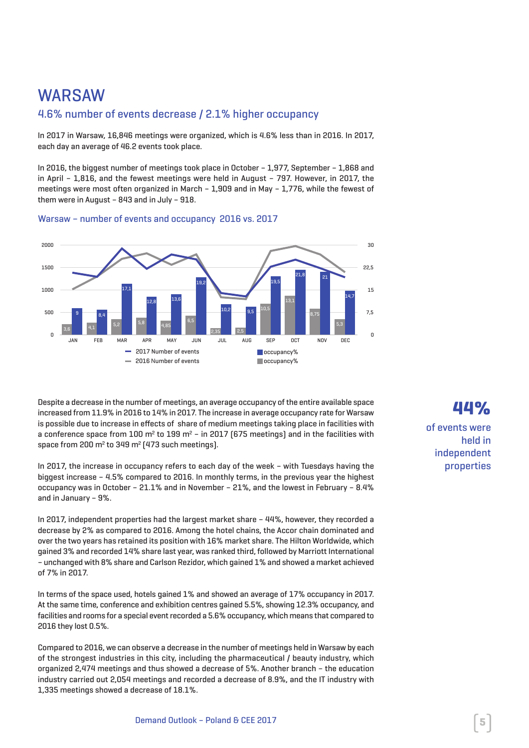# WARSAW

## 4.6% number of events decrease / 2.1% higher occupancy

In 2017 in Warsaw, 16,846 meetings were organized, which is 4.6% less than in 2016. In 2017, each day an average of 46.2 events took place.

In 2016, the biggest number of meetings took place in October – 1,977, September – 1,868 and in April – 1,816, and the fewest meetings were held in August – 797. However, in 2017, the meetings were most often organized in March – 1,909 and in May – 1,776, while the fewest of them were in August – 843 and in July – 918.

### Warsaw – number of events and occupancy 2016 vs. 2017

| | JAN | FEB | MAR | APR | MAY | JUN | JUL | AUG | SEP | OCT | NOV | DEC |
|---|---|---|---|---|---|---|---|---|---|---|---|---|
| 2017 occupancy% | 9 | 8,4 | 17,1 | 12,8 | 13,6 | 19,2 | 10,2 | 9,5 | 19,5 | 21,8 | 21 | 14,7 |
| 2016 occupancy% | 3,6 | 4,1 | 5,2 | 5,8 | 4,85 | 6,5 | 2,35 | 2,5 | 10,5 | 13,1 | 8,75 | 5,3 |

Legend: 2017 Number of events; 2016 Number of events; occupancy%; occupancy%

Despite a decrease in the number of meetings, an average occupancy of the entire available space increased from 11.9% in 2016 to 14% in 2017. The increase in average occupancy rate for Warsaw is possible due to increase in effects of share of medium meetings taking place in facilities with a conference space from 100 m² to 199 m² – in 2017 (675 meetings) and in the facilities with space from 200 m² to 349 m² (473 such meetings).

In 2017, the increase in occupancy refers to each day of the week – with Tuesdays having the biggest increase – 4.5% compared to 2016. In monthly terms, in the previous year the highest occupancy was in October – 21.1% and in November – 21%, and the lowest in February – 8.4% and in January – 9%.

**44%** of events were held in independent properties

In 2017, independent properties had the largest market share – 44%, however, they recorded a decrease by 2% as compared to 2016. Among the hotel chains, the Accor chain dominated and over the two years has retained its position with 16% market share. The Hilton Worldwide, which gained 3% and recorded 14% share last year, was ranked third, followed by Marriott International – unchanged with 8% share and Carlson Rezidor, which gained 1% and showed a market achieved of 7% in 2017.

In terms of the space used, hotels gained 1% and showed an average of 17% occupancy in 2017. At the same time, conference and exhibition centres gained 5.5%, showing 12.3% occupancy, and facilities and rooms for a special event recorded a 5.6% occupancy, which means that compared to 2016 they lost 0.5%.

Compared to 2016, we can observe a decrease in the number of meetings held in Warsaw by each of the strongest industries in this city, including the pharmaceutical / beauty industry, which organized 2,474 meetings and thus showed a decrease of 5%. Another branch – the education industry carried out 2,054 meetings and recorded a decrease of 8.9%, and the IT industry with 1,335 meetings showed a decrease of 18.1%.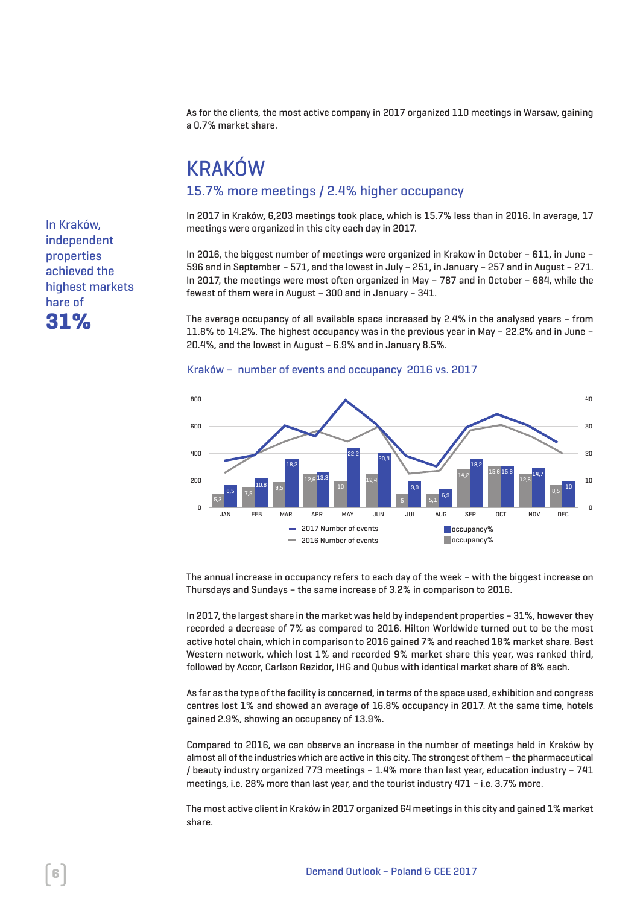As for the clients, the most active company in 2017 organized 110 meetings in Warsaw, gaining a 0.7% market share.

## KRAKÓW

### 15.7% more meetings / 2.4% higher occupancy

In Kraków, independent properties achieved the highest markets hare of **31%**

In 2017 in Kraków, 6,203 meetings took place, which is 15.7% less than in 2016. In average, 17 meetings were organized in this city each day in 2017.

In 2016, the biggest number of meetings were organized in Krakow in October – 611, in June – 596 and in September – 571, and the lowest in July – 251, in January – 257 and in August – 271. In 2017, the meetings were most often organized in May – 787 and in October – 684, while the fewest of them were in August – 300 and in January – 341.

The average occupancy of all available space increased by 2.4% in the analysed years – from 11.8% to 14.2%. The highest occupancy was in the previous year in May – 22.2% and in June – 20.4%, and the lowest in August – 6.9% and in January 8.5%.

Kraków – number of events and occupancy 2016 vs. 2017

| Month | 2016 occupancy% | 2017 occupancy% |
|---|---|---|
| JAN | 5,3 | 8,5 |
| FEB | 7,5 | 10,8 |
| MAR | 9,5 | 18,2 |
| APR | 12,6 | 13,3 |
| MAY | 10 | 22,2 |
| JUN | 12,4 | 20,4 |
| JUL | 5 | 9,9 |
| AUG | 5,1 | 6,9 |
| SEP | 14,2 | 18,2 |
| OCT | 15,6 | 15,6 |
| NOV | 12,6 | 14,7 |
| DEC | 8,5 | 10 |

2017 Number of events / 2016 Number of events / occupancy% / occupancy%

The annual increase in occupancy refers to each day of the week – with the biggest increase on Thursdays and Sundays – the same increase of 3.2% in comparison to 2016.

In 2017, the largest share in the market was held by independent properties – 31%, however they recorded a decrease of 7% as compared to 2016. Hilton Worldwide turned out to be the most active hotel chain, which in comparison to 2016 gained 7% and reached 18% market share. Best Western network, which lost 1% and recorded 9% market share this year, was ranked third, followed by Accor, Carlson Rezidor, IHG and Qubus with identical market share of 8% each.

As far as the type of the facility is concerned, in terms of the space used, exhibition and congress centres lost 1% and showed an average of 16.8% occupancy in 2017. At the same time, hotels gained 2.9%, showing an occupancy of 13.9%.

Compared to 2016, we can observe an increase in the number of meetings held in Kraków by almost all of the industries which are active in this city. The strongest of them – the pharmaceutical / beauty industry organized 773 meetings – 1.4% more than last year, education industry – 741 meetings, i.e. 28% more than last year, and the tourist industry 471 – i.e. 3.7% more.

The most active client in Kraków in 2017 organized 64 meetings in this city and gained 1% market share.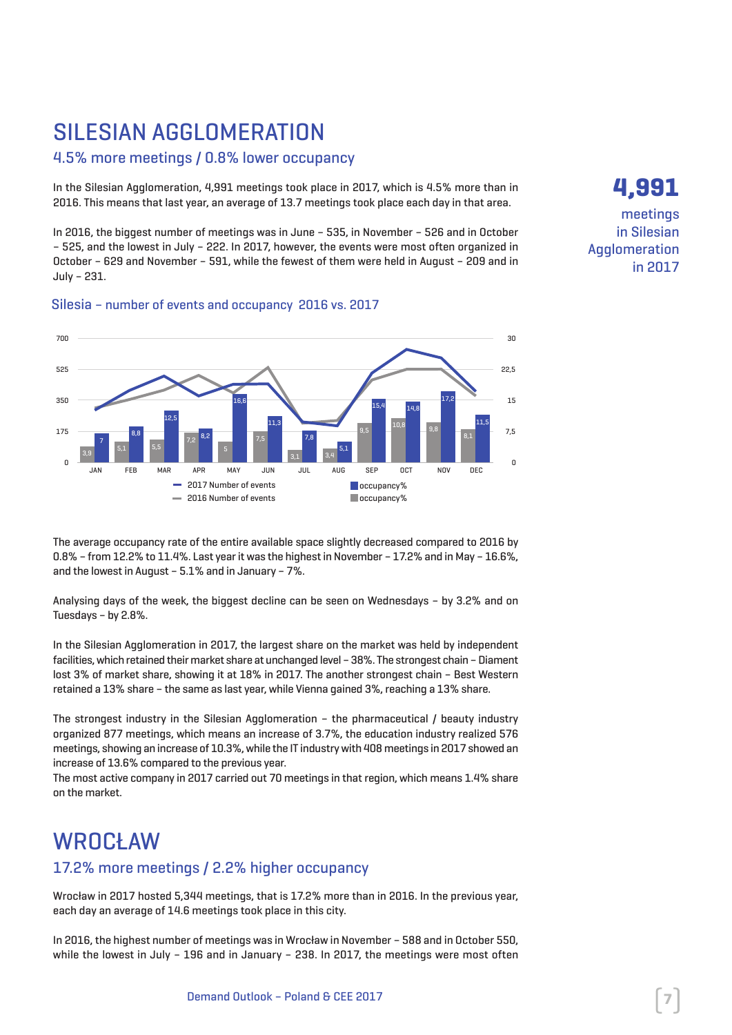# SILESIAN AGGLOMERATION

## 4.5% more meetings / 0.8% lower occupancy

In the Silesian Agglomeration, 4,991 meetings took place in 2017, which is 4.5% more than in 2016. This means that last year, an average of 13.7 meetings took place each day in that area.

In 2016, the biggest number of meetings was in June – 535, in November – 526 and in October – 525, and the lowest in July – 222. In 2017, however, the events were most often organized in October – 629 and November – 591, while the fewest of them were held in August – 209 and in July – 231.

**4,991**

meetings in Silesian Agglomeration in 2017

Silesia – number of events and occupancy 2016 vs. 2017

| | JAN | FEB | MAR | APR | MAY | JUN | JUL | AUG | SEP | OCT | NOV | DEC |
|---|---|---|---|---|---|---|---|---|---|---|---|---|
| 2016 occupancy% | 3,9 | 5,1 | 5,5 | 7,2 | 5 | 7,5 | 3,1 | 3,4 | 9,5 | 10,8 | 9,8 | 8,1 |
| 2017 occupancy% | 7 | 8,8 | 12,5 | 8,2 | 16,6 | 11,3 | 7,8 | 5,1 | 15,4 | 14,8 | 17,2 | 11,5 |

2017 Number of events — 2016 Number of events — occupancy% — occupancy%

The average occupancy rate of the entire available space slightly decreased compared to 2016 by 0.8% – from 12.2% to 11.4%. Last year it was the highest in November – 17.2% and in May – 16.6%, and the lowest in August – 5.1% and in January – 7%.

Analysing days of the week, the biggest decline can be seen on Wednesdays – by 3.2% and on Tuesdays – by 2.8%.

In the Silesian Agglomeration in 2017, the largest share on the market was held by independent facilities, which retained their market share at unchanged level – 38%. The strongest chain – Diament lost 3% of market share, showing it at 18% in 2017. The another strongest chain – Best Western retained a 13% share – the same as last year, while Vienna gained 3%, reaching a 13% share.

The strongest industry in the Silesian Agglomeration – the pharmaceutical / beauty industry organized 877 meetings, which means an increase of 3.7%, the education industry realized 576 meetings, showing an increase of 10.3%, while the IT industry with 408 meetings in 2017 showed an increase of 13.6% compared to the previous year.
The most active company in 2017 carried out 70 meetings in that region, which means 1.4% share on the market.

# WROCŁAW

## 17.2% more meetings / 2.2% higher occupancy

Wrocław in 2017 hosted 5,344 meetings, that is 17.2% more than in 2016. In the previous year, each day an average of 14.6 meetings took place in this city.

In 2016, the highest number of meetings was in Wrocław in November – 588 and in October 550, while the lowest in July – 196 and in January – 238. In 2017, the meetings were most often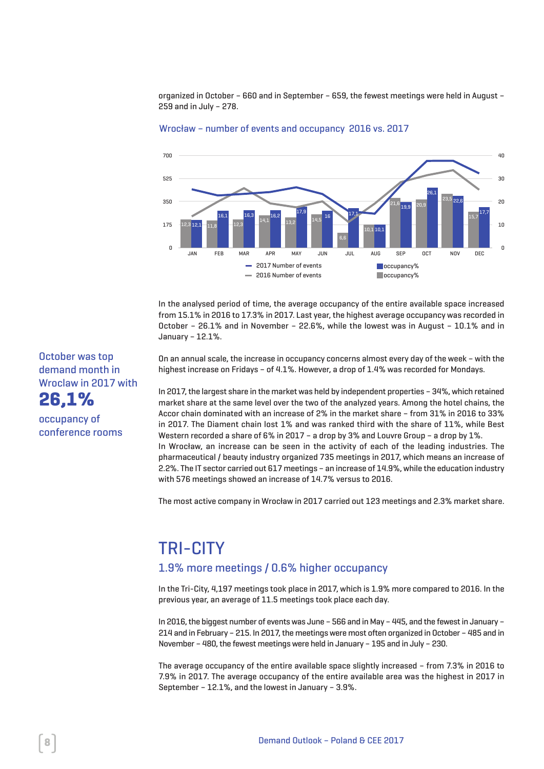organized in October – 660 and in September – 659, the fewest meetings were held in August – 259 and in July – 278.

Wrocław – number of events and occupancy 2016 vs. 2017

| Month | 2016 occupancy% | 2017 occupancy% |
|---|---|---|
| JAN | 12,3 | 12,1 |
| FEB | 11,8 | 16,1 |
| MAR | 12,3 | 16,3 |
| APR | 14,1 | 16,2 |
| MAY | 13,2 | 17,9 |
| JUN | 14,5 | 16 |
| JUL | 6,6 | 17,1 |
| AUG | 10,1 | 10,1 |
| SEP | 21,6 | 19,9 |
| OCT | 20,9 | 26,1 |
| NOV | 23,5 | 22,6 |
| DEC | 15,7 | 17,7 |

2017 Number of events / 2016 Number of events / occupancy% / occupancy%

In the analysed period of time, the average occupancy of the entire available space increased from 15.1% in 2016 to 17.3% in 2017. Last year, the highest average occupancy was recorded in October – 26.1% and in November – 22.6%, while the lowest was in August – 10.1% and in January – 12.1%.

October was top demand month in Wroclaw in 2017 with **26,1%** occupancy of conference rooms

On an annual scale, the increase in occupancy concerns almost every day of the week – with the highest increase on Fridays – of 4.1%. However, a drop of 1.4% was recorded for Mondays.

In 2017, the largest share in the market was held by independent properties – 34%, which retained market share at the same level over the two of the analyzed years. Among the hotel chains, the Accor chain dominated with an increase of 2% in the market share – from 31% in 2016 to 33% in 2017. The Diament chain lost 1% and was ranked third with the share of 11%, while Best Western recorded a share of 6% in 2017 – a drop by 3% and Louvre Group – a drop by 1%.
In Wrocław, an increase can be seen in the activity of each of the leading industries. The pharmaceutical / beauty industry organized 735 meetings in 2017, which means an increase of 2.2%. The IT sector carried out 617 meetings – an increase of 14.9%, while the education industry with 576 meetings showed an increase of 14.7% versus to 2016.

The most active company in Wrocław in 2017 carried out 123 meetings and 2.3% market share.

# TRI-CITY

## 1.9% more meetings / 0.6% higher occupancy

In the Tri-City, 4,197 meetings took place in 2017, which is 1.9% more compared to 2016. In the previous year, an average of 11.5 meetings took place each day.

In 2016, the biggest number of events was June – 566 and in May – 445, and the fewest in January – 214 and in February – 215. In 2017, the meetings were most often organized in October – 485 and in November – 480, the fewest meetings were held in January – 195 and in July – 230.

The average occupancy of the entire available space slightly increased – from 7.3% in 2016 to 7.9% in 2017. The average occupancy of the entire available area was the highest in 2017 in September – 12.1%, and the lowest in January – 3.9%.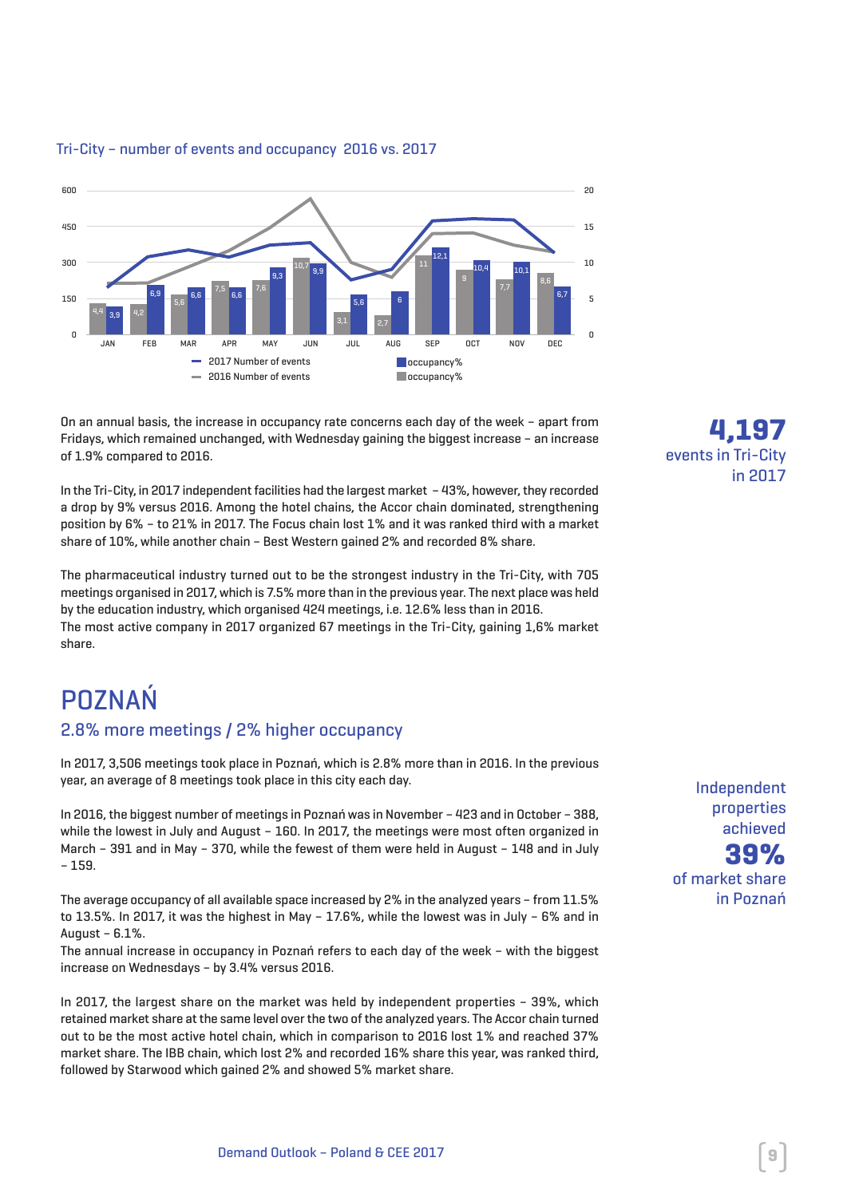Tri-City – number of events and occupancy 2016 vs. 2017

| Month | 2016 occupancy% | 2017 occupancy% |
|---|---|---|
| JAN | 4,4 | 3,9 |
| FEB | 4,2 | 6,9 |
| MAR | 5,6 | 6,6 |
| APR | 7,5 | 6,6 |
| MAY | 7,6 | 9,3 |
| JUN | 10,7 | 9,9 |
| JUL | 3,1 | 5,6 |
| AUG | 2,7 | 6 |
| SEP | 11 | 12,1 |
| OCT | 9 | 10,4 |
| NOV | 7,7 | 10,1 |
| DEC | 8,6 | 6,7 |

On an annual basis, the increase in occupancy rate concerns each day of the week – apart from Fridays, which remained unchanged, with Wednesday gaining the biggest increase – an increase of 1.9% compared to 2016.

In the Tri-City, in 2017 independent facilities had the largest market – 43%, however, they recorded a drop by 9% versus 2016. Among the hotel chains, the Accor chain dominated, strengthening position by 6% – to 21% in 2017. The Focus chain lost 1% and it was ranked third with a market share of 10%, while another chain – Best Western gained 2% and recorded 8% share.

The pharmaceutical industry turned out to be the strongest industry in the Tri-City, with 705 meetings organised in 2017, which is 7.5% more than in the previous year. The next place was held by the education industry, which organised 424 meetings, i.e. 12.6% less than in 2016.
The most active company in 2017 organized 67 meetings in the Tri-City, gaining 1,6% market share.

**4,197** events in Tri-City in 2017

# POZNAŃ

## 2.8% more meetings / 2% higher occupancy

In 2017, 3,506 meetings took place in Poznań, which is 2.8% more than in 2016. In the previous year, an average of 8 meetings took place in this city each day.

In 2016, the biggest number of meetings in Poznań was in November – 423 and in October – 388, while the lowest in July and August – 160. In 2017, the meetings were most often organized in March – 391 and in May – 370, while the fewest of them were held in August – 148 and in July – 159.

The average occupancy of all available space increased by 2% in the analyzed years – from 11.5% to 13.5%. In 2017, it was the highest in May – 17.6%, while the lowest was in July – 6% and in August – 6.1%.
The annual increase in occupancy in Poznań refers to each day of the week – with the biggest increase on Wednesdays – by 3.4% versus 2016.

In 2017, the largest share on the market was held by independent properties – 39%, which retained market share at the same level over the two of the analyzed years. The Accor chain turned out to be the most active hotel chain, which in comparison to 2016 lost 1% and reached 37% market share. The IBB chain, which lost 2% and recorded 16% share this year, was ranked third, followed by Starwood which gained 2% and showed 5% market share.

Independent properties achieved **39%** of market share in Poznań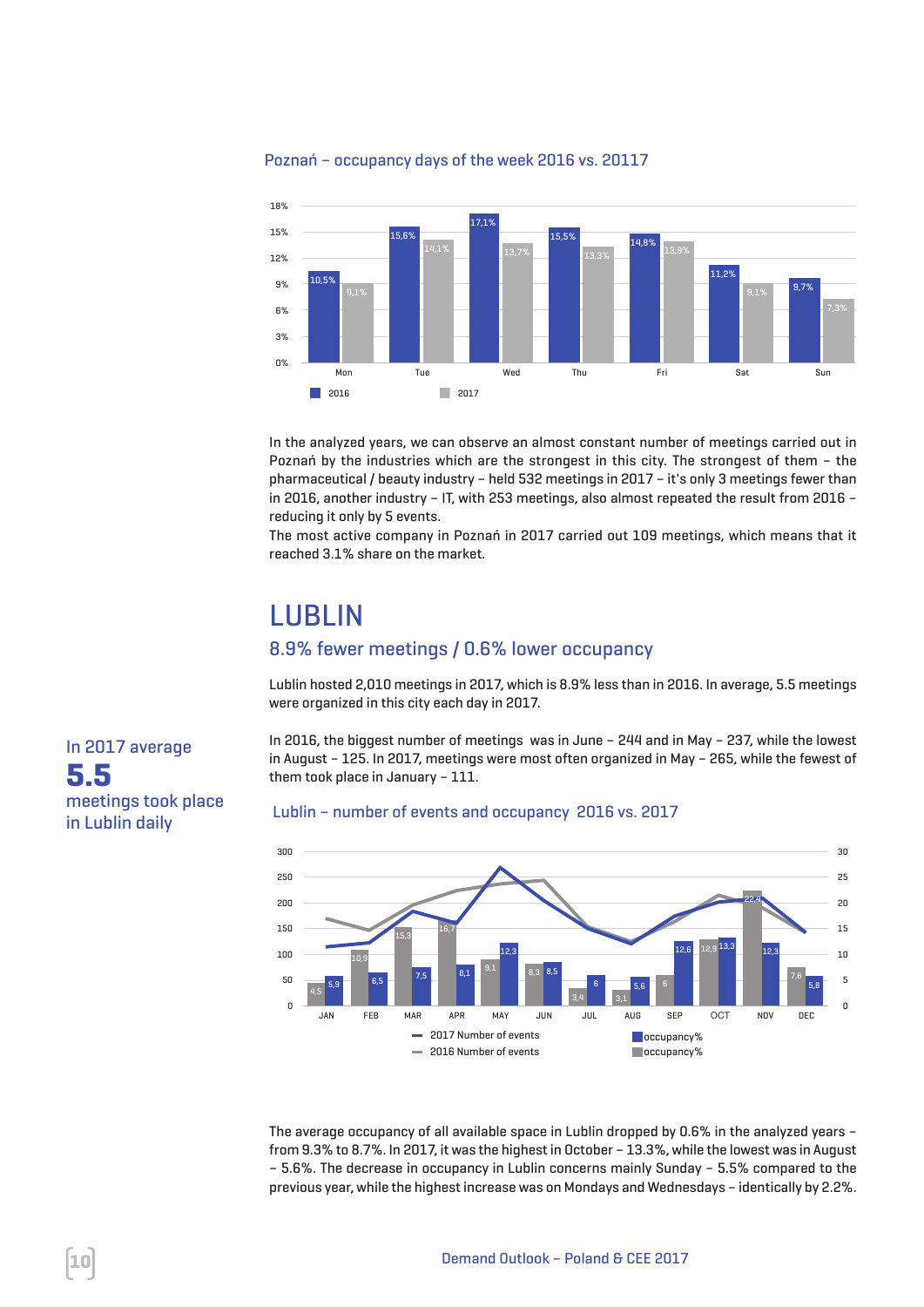Poznań – occupancy days of the week 2016 vs. 20117

| | Mon | Tue | Wed | Thu | Fri | Sat | Sun |
|---|---|---|---|---|---|---|---|
| 2016 | 10,5% | 15,6% | 17,1% | 15,5% | 14,8% | 11,2% | 9,7% |
| 2017 | 9,1% | 14,1% | 13,7% | 13,3% | 13,9% | 9,1% | 7,3% |

In the analyzed years, we can observe an almost constant number of meetings carried out in Poznań by the industries which are the strongest in this city. The strongest of them – the pharmaceutical / beauty industry – held 532 meetings in 2017 – it's only 3 meetings fewer than in 2016, another industry – IT, with 253 meetings, also almost repeated the result from 2016 – reducing it only by 5 events.

The most active company in Poznań in 2017 carried out 109 meetings, which means that it reached 3.1% share on the market.

# LUBLIN

## 8.9% fewer meetings / 0.6% lower occupancy

Lublin hosted 2,010 meetings in 2017, which is 8.9% less than in 2016. In average, 5.5 meetings were organized in this city each day in 2017.

In 2017 average **5.5** meetings took place in Lublin daily

In 2016, the biggest number of meetings was in June – 244 and in May – 237, while the lowest in August – 125. In 2017, meetings were most often organized in May – 265, while the fewest of them took place in January – 111.

Lublin – number of events and occupancy 2016 vs. 2017

| | JAN | FEB | MAR | APR | MAY | JUN | JUL | AUG | SEP | OCT | NOV | DEC |
|---|---|---|---|---|---|---|---|---|---|---|---|---|
| occupancy% 2016 | 4,5 | 10,9 | 15,3 | 16,7 | 9,1 | 8,3 | 3,4 | 3,1 | 6 | 12,9 | 22,4 | 7,6 |
| occupancy% 2017 | 5,9 | 6,5 | 7,5 | 8,1 | 12,3 | 8,5 | 6 | 5,6 | 12,6 | 13,3 | 12,3 | 5,8 |

The average occupancy of all available space in Lublin dropped by 0.6% in the analyzed years – from 9.3% to 8.7%. In 2017, it was the highest in October – 13.3%, while the lowest was in August – 5.6%. The decrease in occupancy in Lublin concerns mainly Sunday – 5.5% compared to the previous year, while the highest increase was on Mondays and Wednesdays – identically by 2.2%.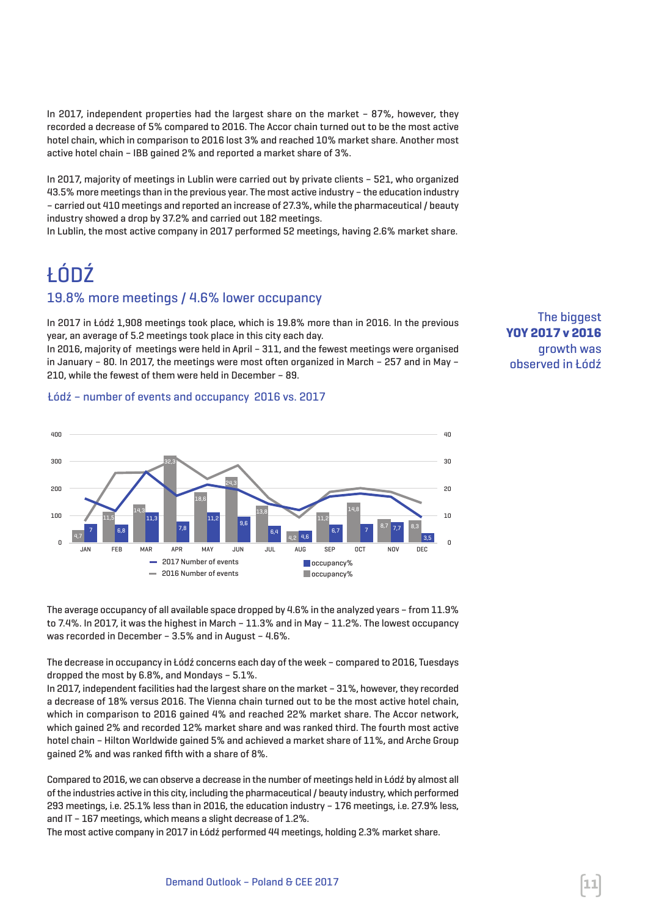In 2017, independent properties had the largest share on the market – 87%, however, they recorded a decrease of 5% compared to 2016. The Accor chain turned out to be the most active hotel chain, which in comparison to 2016 lost 3% and reached 10% market share. Another most active hotel chain – IBB gained 2% and reported a market share of 3%.

In 2017, majority of meetings in Lublin were carried out by private clients – 521, who organized 43.5% more meetings than in the previous year. The most active industry – the education industry – carried out 410 meetings and reported an increase of 27.3%, while the pharmaceutical / beauty industry showed a drop by 37.2% and carried out 182 meetings.
In Lublin, the most active company in 2017 performed 52 meetings, having 2.6% market share.

# ŁÓDŹ

## 19.8% more meetings / 4.6% lower occupancy

In 2017 in Łódź 1,908 meetings took place, which is 19.8% more than in 2016. In the previous year, an average of 5.2 meetings took place in this city each day.
In 2016, majority of meetings were held in April – 311, and the fewest meetings were organised in January – 80. In 2017, the meetings were most often organized in March – 257 and in May – 210, while the fewest of them were held in December – 89.

The biggest **YOY 2017 v 2016** growth was observed in Łódź

### Łódź – number of events and occupancy 2016 vs. 2017

| Month | 2016 occupancy% | 2017 occupancy% |
|---|---|---|
| JAN | 4,7 | 7 |
| FEB | 11,5 | 6,8 |
| MAR | 14,3 | 11,3 |
| APR | 32,3 | 7,8 |
| MAY | 18,6 | 11,2 |
| JUN | 24,3 | 9,6 |
| JUL | 13,8 | 6,4 |
| AUG | 4,2 | 4,6 |
| SEP | 11,2 | 6,7 |
| OCT | 14,8 | 7 |
| NOV | 8,7 | 7,7 |
| DEC | 8,3 | 3,5 |

Legend: 2017 Number of events; 2016 Number of events; occupancy%; occupancy%

The average occupancy of all available space dropped by 4.6% in the analyzed years – from 11.9% to 7.4%. In 2017, it was the highest in March – 11.3% and in May – 11.2%. The lowest occupancy was recorded in December – 3.5% and in August – 4.6%.

The decrease in occupancy in Łódź concerns each day of the week – compared to 2016, Tuesdays dropped the most by 6.8%, and Mondays – 5.1%.
In 2017, independent facilities had the largest share on the market – 31%, however, they recorded a decrease of 18% versus 2016. The Vienna chain turned out to be the most active hotel chain, which in comparison to 2016 gained 4% and reached 22% market share. The Accor network, which gained 2% and recorded 12% market share and was ranked third. The fourth most active hotel chain – Hilton Worldwide gained 5% and achieved a market share of 11%, and Arche Group gained 2% and was ranked fifth with a share of 8%.

Compared to 2016, we can observe a decrease in the number of meetings held in Łódź by almost all of the industries active in this city, including the pharmaceutical / beauty industry, which performed 293 meetings, i.e. 25.1% less than in 2016, the education industry – 176 meetings, i.e. 27.9% less, and IT – 167 meetings, which means a slight decrease of 1.2%.
The most active company in 2017 in Łódź performed 44 meetings, holding 2.3% market share.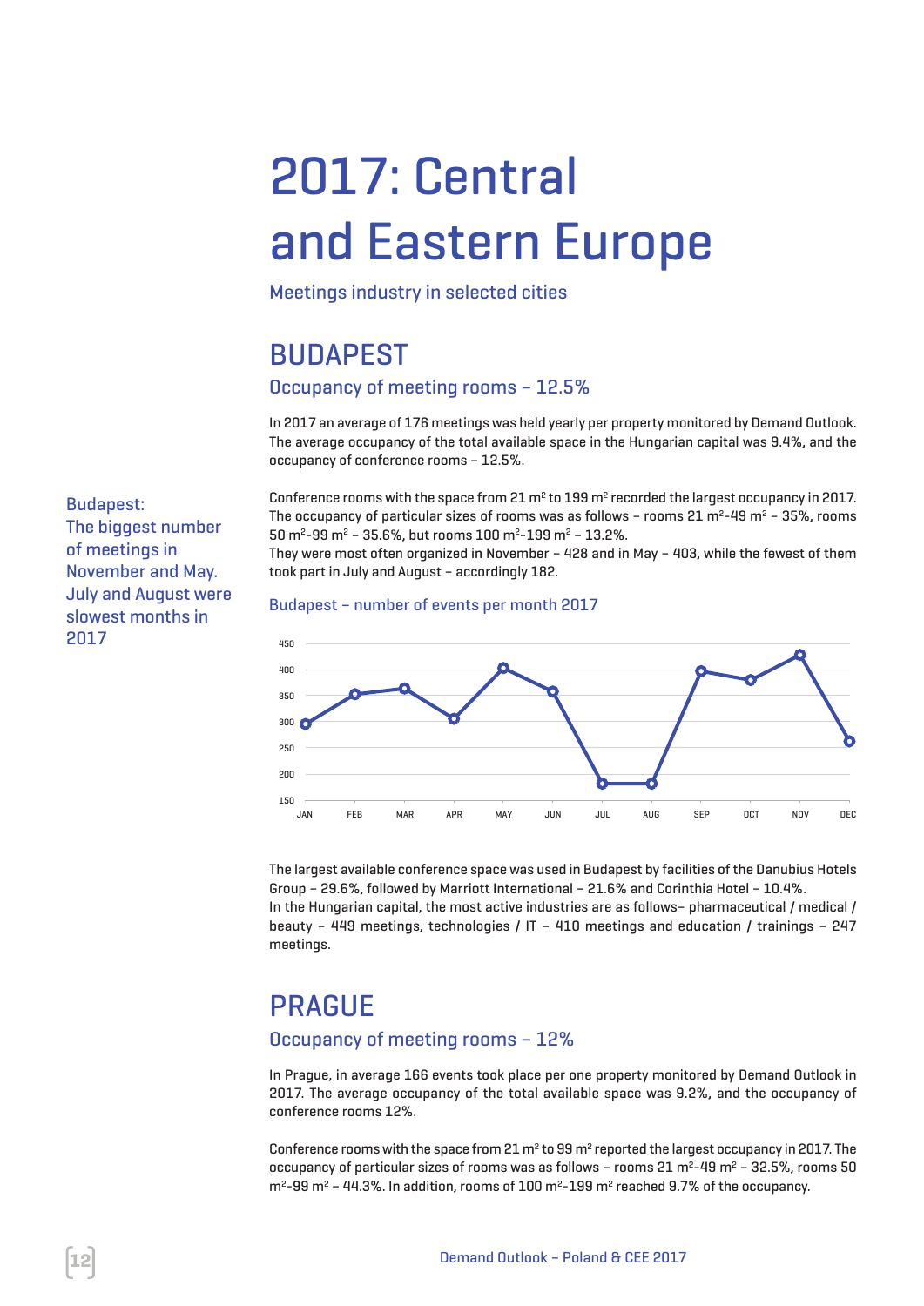# 2017: Central and Eastern Europe

Meetings industry in selected cities

## BUDAPEST

### Occupancy of meeting rooms – 12.5%

In 2017 an average of 176 meetings was held yearly per property monitored by Demand Outlook. The average occupancy of the total available space in the Hungarian capital was 9.4%, and the occupancy of conference rooms – 12.5%.

Budapest: The biggest number of meetings in November and May. July and August were slowest months in 2017

Conference rooms with the space from 21 m² to 199 m² recorded the largest occupancy in 2017. The occupancy of particular sizes of rooms was as follows – rooms 21 m²-49 m² – 35%, rooms 50 m²-99 m² – 35.6%, but rooms 100 m²-199 m² – 13.2%.
They were most often organized in November – 428 and in May – 403, while the fewest of them took part in July and August – accordingly 182.

Budapest – number of events per month 2017

The largest available conference space was used in Budapest by facilities of the Danubius Hotels Group – 29.6%, followed by Marriott International – 21.6% and Corinthia Hotel – 10.4%.
In the Hungarian capital, the most active industries are as follows– pharmaceutical / medical / beauty – 449 meetings, technologies / IT – 410 meetings and education / trainings – 247 meetings.

## PRAGUE

### Occupancy of meeting rooms – 12%

In Prague, in average 166 events took place per one property monitored by Demand Outlook in 2017. The average occupancy of the total available space was 9.2%, and the occupancy of conference rooms 12%.

Conference rooms with the space from 21 m² to 99 m² reported the largest occupancy in 2017. The occupancy of particular sizes of rooms was as follows – rooms 21 m²-49 m² – 32.5%, rooms 50 m²-99 m² – 44.3%. In addition, rooms of 100 m²-199 m² reached 9.7% of the occupancy.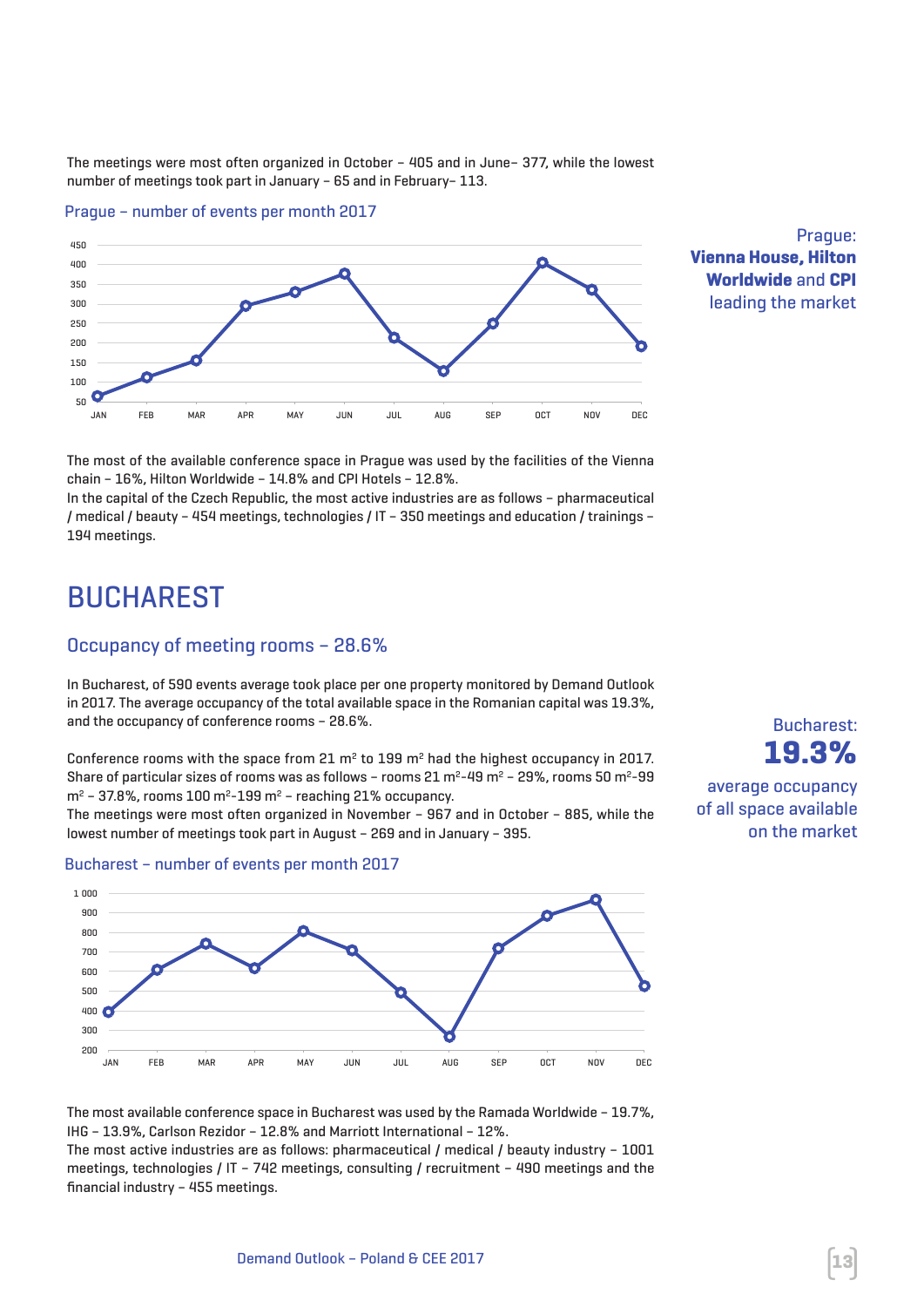The meetings were most often organized in October – 405 and in June– 377, while the lowest number of meetings took part in January – 65 and in February– 113.

Prague – number of events per month 2017

Prague: **Vienna House, Hilton Worldwide** and **CPI** leading the market

The most of the available conference space in Prague was used by the facilities of the Vienna chain – 16%, Hilton Worldwide – 14.8% and CPI Hotels – 12.8%.
In the capital of the Czech Republic, the most active industries are as follows – pharmaceutical / medical / beauty – 454 meetings, technologies / IT – 350 meetings and education / trainings – 194 meetings.

# BUCHAREST

## Occupancy of meeting rooms – 28.6%

In Bucharest, of 590 events average took place per one property monitored by Demand Outlook in 2017. The average occupancy of the total available space in the Romanian capital was 19.3%, and the occupancy of conference rooms – 28.6%.

Bucharest: **19.3%** average occupancy of all space available on the market

Conference rooms with the space from 21 m$^2$ to 199 m$^2$ had the highest occupancy in 2017. Share of particular sizes of rooms was as follows – rooms 21 m$^2$-49 m$^2$ – 29%, rooms 50 m$^2$-99 m$^2$ – 37.8%, rooms 100 m$^2$-199 m$^2$ – reaching 21% occupancy.
The meetings were most often organized in November – 967 and in October – 885, while the lowest number of meetings took part in August – 269 and in January – 395.

Bucharest – number of events per month 2017

The most available conference space in Bucharest was used by the Ramada Worldwide – 19.7%, IHG – 13.9%, Carlson Rezidor – 12.8% and Marriott International – 12%.
The most active industries are as follows: pharmaceutical / medical / beauty industry – 1001 meetings, technologies / IT – 742 meetings, consulting / recruitment – 490 meetings and the financial industry – 455 meetings.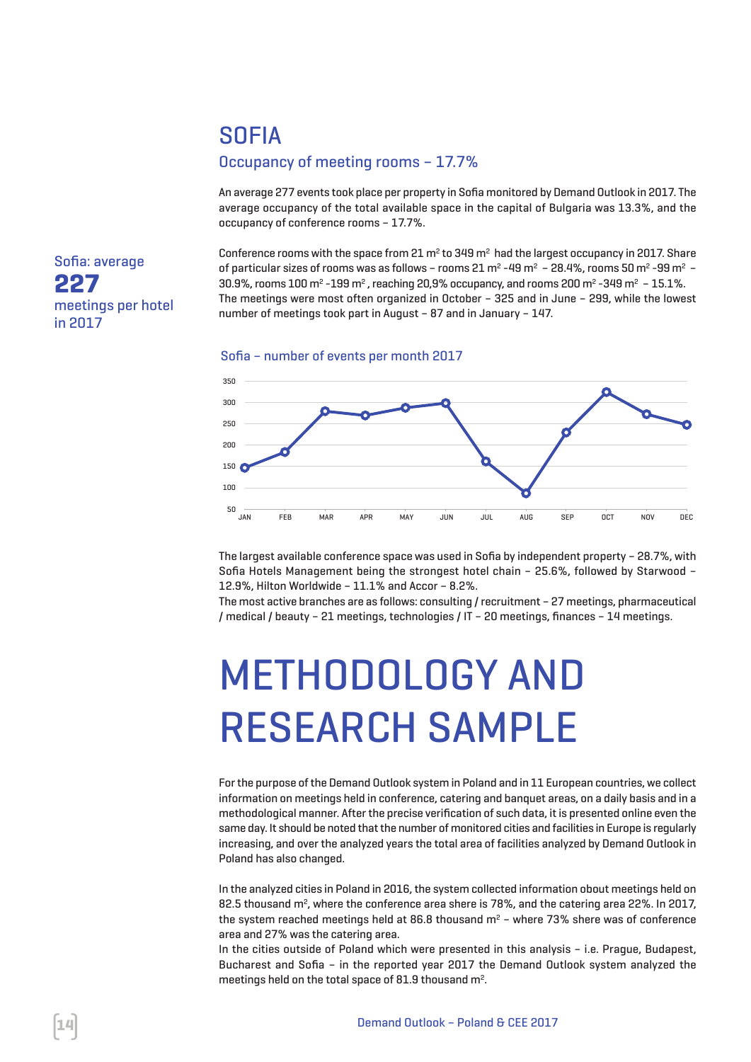## SOFIA

### Occupancy of meeting rooms – 17.7%

An average 277 events took place per property in Sofia monitored by Demand Outlook in 2017. The average occupancy of the total available space in the capital of Bulgaria was 13.3%, and the occupancy of conference rooms – 17.7%.

Sofia: average **227** meetings per hotel in 2017

Conference rooms with the space from 21 m² to 349 m² had the largest occupancy in 2017. Share of particular sizes of rooms was as follows – rooms 21 m² -49 m² – 28.4%, rooms 50 m² -99 m² – 30.9%, rooms 100 m² -199 m², reaching 20,9% occupancy, and rooms 200 m² -349 m² – 15.1%. The meetings were most often organized in October – 325 and in June – 299, while the lowest number of meetings took part in August – 87 and in January – 147.

Sofia – number of events per month 2017

| Month | Events |
|---|---|
| JAN | 147 |
| FEB | 183 |
| MAR | 280 |
| APR | 270 |
| MAY | 288 |
| JUN | 299 |
| JUL | 162 |
| AUG | 87 |
| SEP | 230 |
| OCT | 325 |
| NOV | 273 |
| DEC | 248 |

The largest available conference space was used in Sofia by independent property – 28.7%, with Sofia Hotels Management being the strongest hotel chain – 25.6%, followed by Starwood – 12.9%, Hilton Worldwide – 11.1% and Accor – 8.2%.
The most active branches are as follows: consulting / recruitment – 27 meetings, pharmaceutical / medical / beauty – 21 meetings, technologies / IT – 20 meetings, finances – 14 meetings.

# METHODOLOGY AND RESEARCH SAMPLE

For the purpose of the Demand Outlook system in Poland and in 11 European countries, we collect information on meetings held in conference, catering and banquet areas, on a daily basis and in a methodological manner. After the precise verification of such data, it is presented online even the same day. It should be noted that the number of monitored cities and facilities in Europe is regularly increasing, and over the analyzed years the total area of facilities analyzed by Demand Outlook in Poland has also changed.

In the analyzed cities in Poland in 2016, the system collected information about meetings held on 82.5 thousand m², where the conference area shere is 78%, and the catering area 22%. In 2017, the system reached meetings held at 86.8 thousand m² – where 73% shere was of conference area and 27% was the catering area.
In the cities outside of Poland which were presented in this analysis – i.e. Prague, Budapest, Bucharest and Sofia – in the reported year 2017 the Demand Outlook system analyzed the meetings held on the total space of 81.9 thousand m².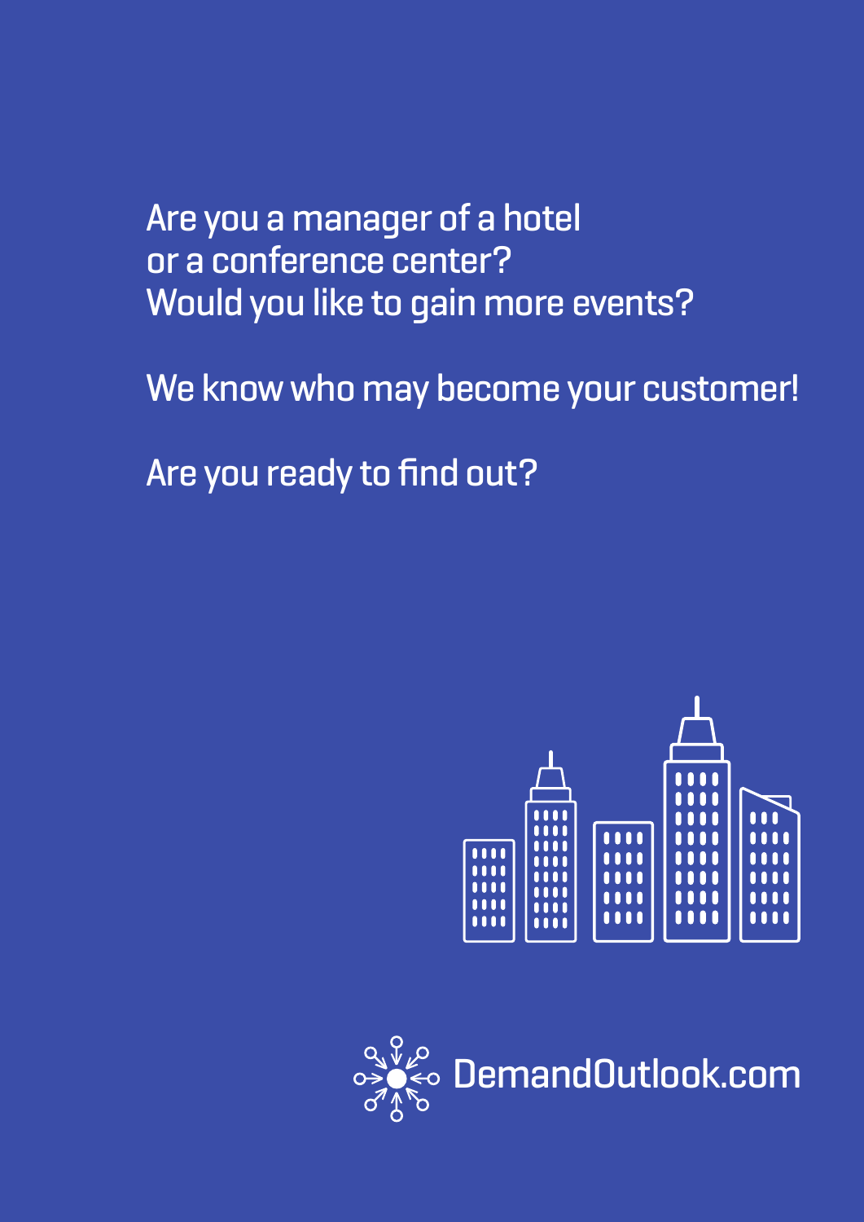Are you a manager of a hotel
or a conference center?
Would you like to gain more events?

We know who may become your customer!

Are you ready to find out?

DemandOutlook.com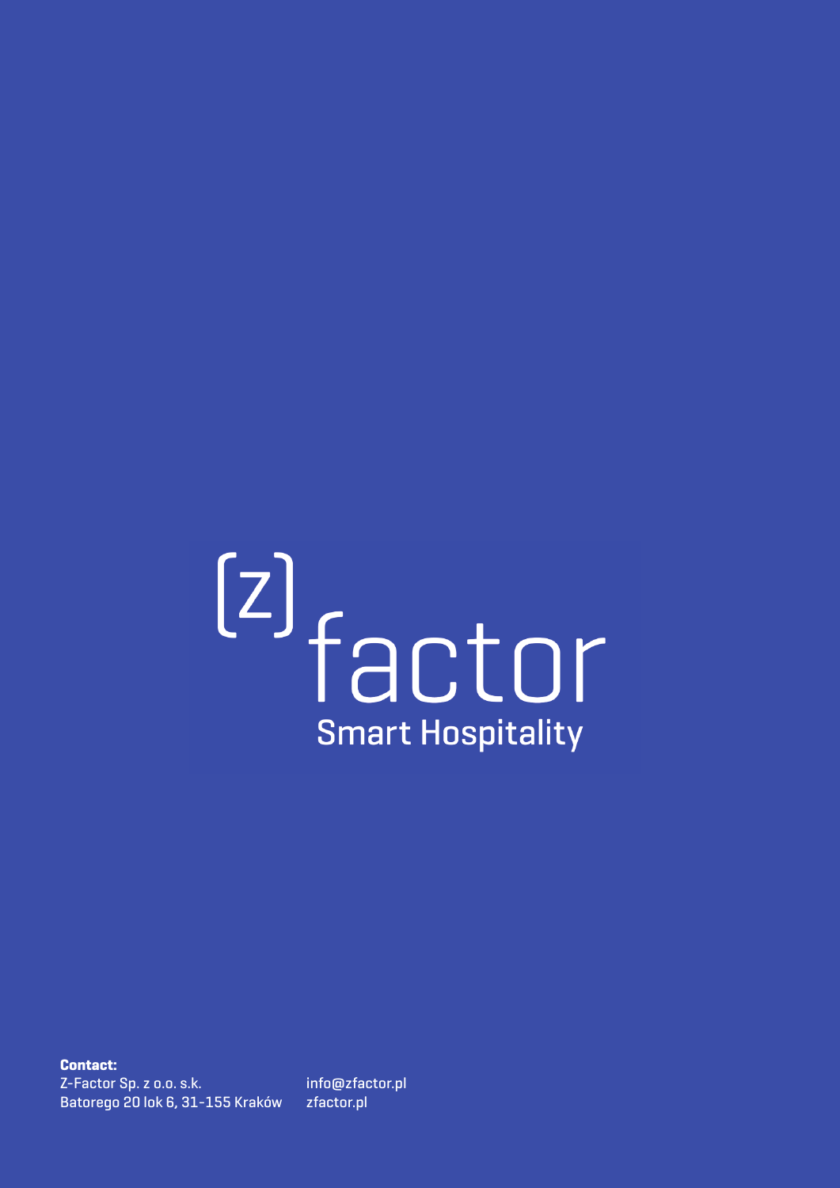[z] factor

Smart Hospitality

**Contact:**

Z-Factor Sp. z o.o. s.k.
Batorego 20 lok 6, 31-155 Kraków

info@zfactor.pl
zfactor.pl